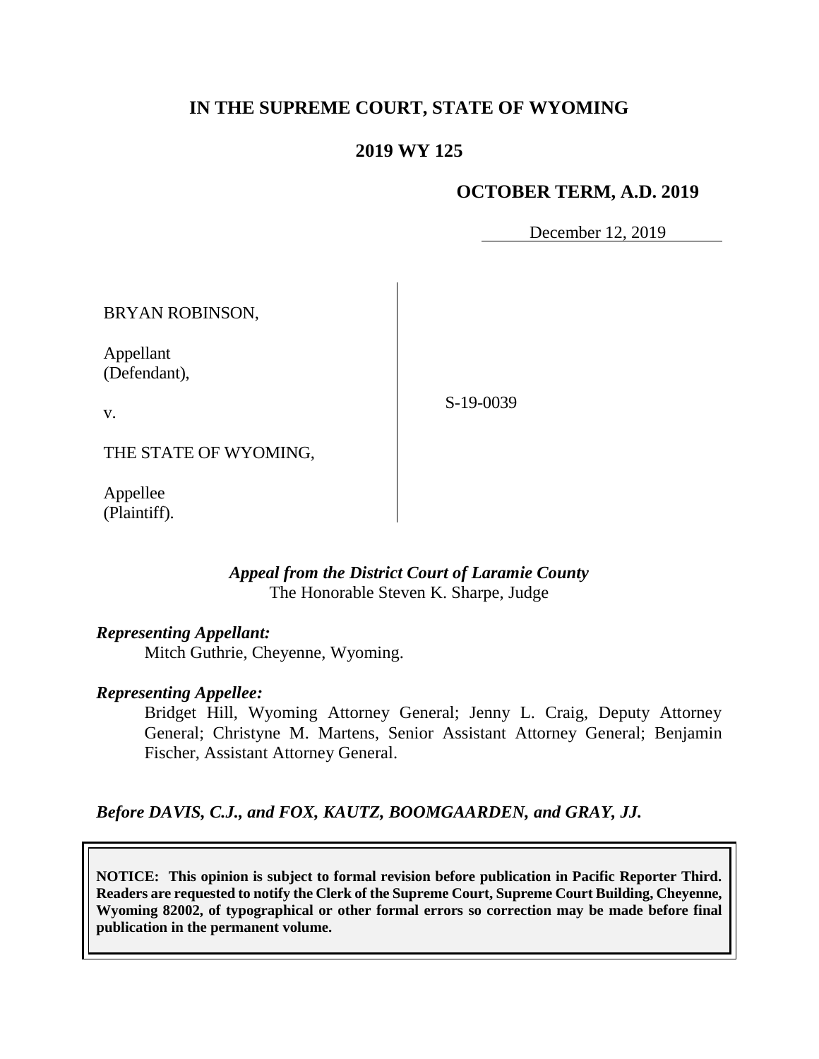# IN THE SUPREME COURT, STATE OF WYOMING

## 2019 WY 125

### OCTOBER TERM, A.D. 2019

December 12, 2019

BRYAN ROBINSON,

Appellant
(Defendant),

v.

THE STATE OF WYOMING,

Appellee
(Plaintiff).

S-19-0039

*Appeal from the District Court of Laramie County*
The Honorable Steven K. Sharpe, Judge

***Representing Appellant:***

Mitch Guthrie, Cheyenne, Wyoming.

***Representing Appellee:***

Bridget Hill, Wyoming Attorney General; Jenny L. Craig, Deputy Attorney General; Christyne M. Martens, Senior Assistant Attorney General; Benjamin Fischer, Assistant Attorney General.

***Before DAVIS, C.J., and FOX, KAUTZ, BOOMGAARDEN, and GRAY, JJ.***

**NOTICE: This opinion is subject to formal revision before publication in Pacific Reporter Third. Readers are requested to notify the Clerk of the Supreme Court, Supreme Court Building, Cheyenne, Wyoming 82002, of typographical or other formal errors so correction may be made before final publication in the permanent volume.**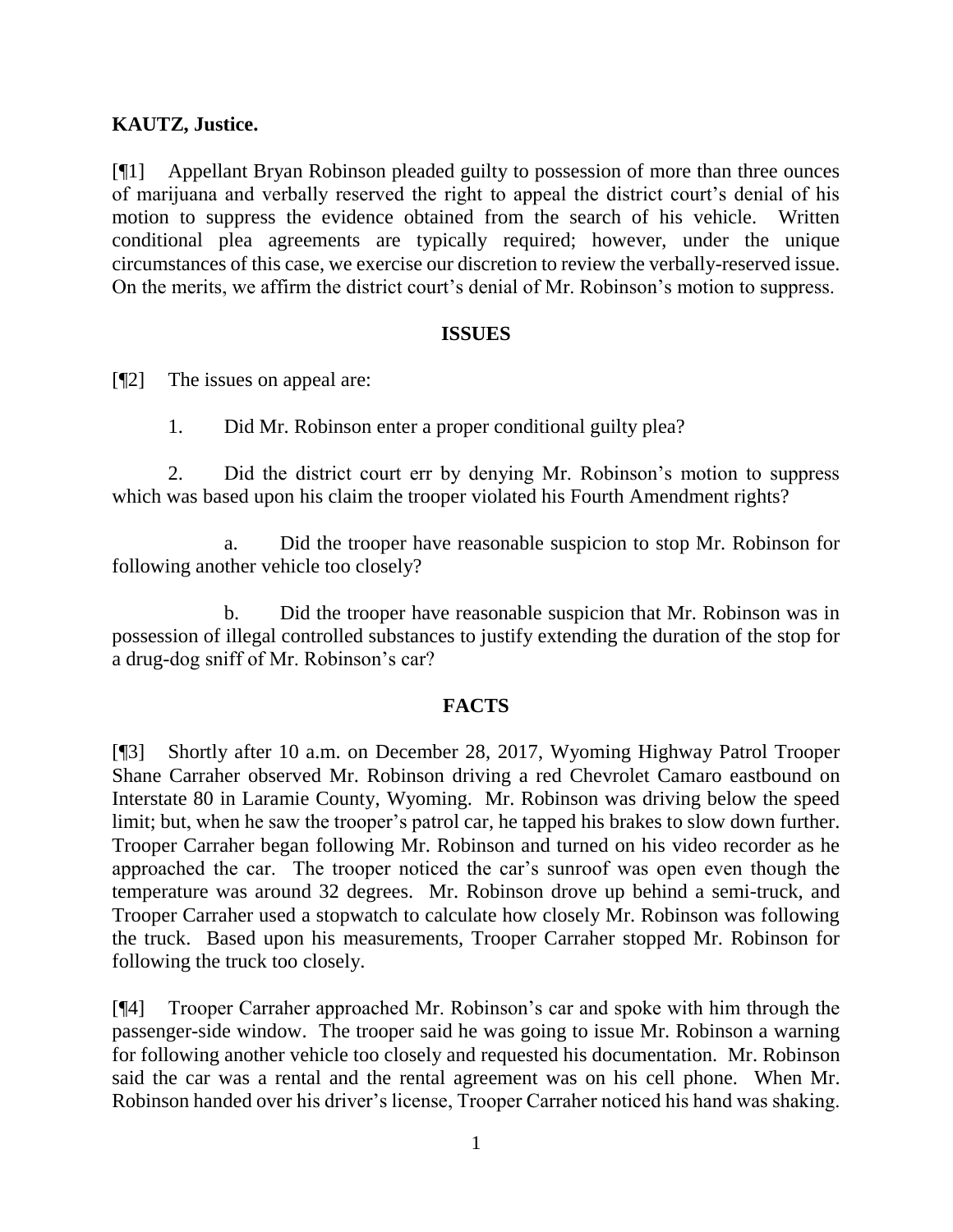**KAUTZ, Justice.**

[¶1] Appellant Bryan Robinson pleaded guilty to possession of more than three ounces of marijuana and verbally reserved the right to appeal the district court's denial of his motion to suppress the evidence obtained from the search of his vehicle. Written conditional plea agreements are typically required; however, under the unique circumstances of this case, we exercise our discretion to review the verbally-reserved issue. On the merits, we affirm the district court's denial of Mr. Robinson's motion to suppress.

## ISSUES

[¶2] The issues on appeal are:

1. Did Mr. Robinson enter a proper conditional guilty plea?

2. Did the district court err by denying Mr. Robinson's motion to suppress which was based upon his claim the trooper violated his Fourth Amendment rights?

    a. Did the trooper have reasonable suspicion to stop Mr. Robinson for following another vehicle too closely?

    b. Did the trooper have reasonable suspicion that Mr. Robinson was in possession of illegal controlled substances to justify extending the duration of the stop for a drug-dog sniff of Mr. Robinson's car?

## FACTS

[¶3] Shortly after 10 a.m. on December 28, 2017, Wyoming Highway Patrol Trooper Shane Carraher observed Mr. Robinson driving a red Chevrolet Camaro eastbound on Interstate 80 in Laramie County, Wyoming. Mr. Robinson was driving below the speed limit; but, when he saw the trooper's patrol car, he tapped his brakes to slow down further. Trooper Carraher began following Mr. Robinson and turned on his video recorder as he approached the car. The trooper noticed the car's sunroof was open even though the temperature was around 32 degrees. Mr. Robinson drove up behind a semi-truck, and Trooper Carraher used a stopwatch to calculate how closely Mr. Robinson was following the truck. Based upon his measurements, Trooper Carraher stopped Mr. Robinson for following the truck too closely.

[¶4] Trooper Carraher approached Mr. Robinson's car and spoke with him through the passenger-side window. The trooper said he was going to issue Mr. Robinson a warning for following another vehicle too closely and requested his documentation. Mr. Robinson said the car was a rental and the rental agreement was on his cell phone. When Mr. Robinson handed over his driver's license, Trooper Carraher noticed his hand was shaking.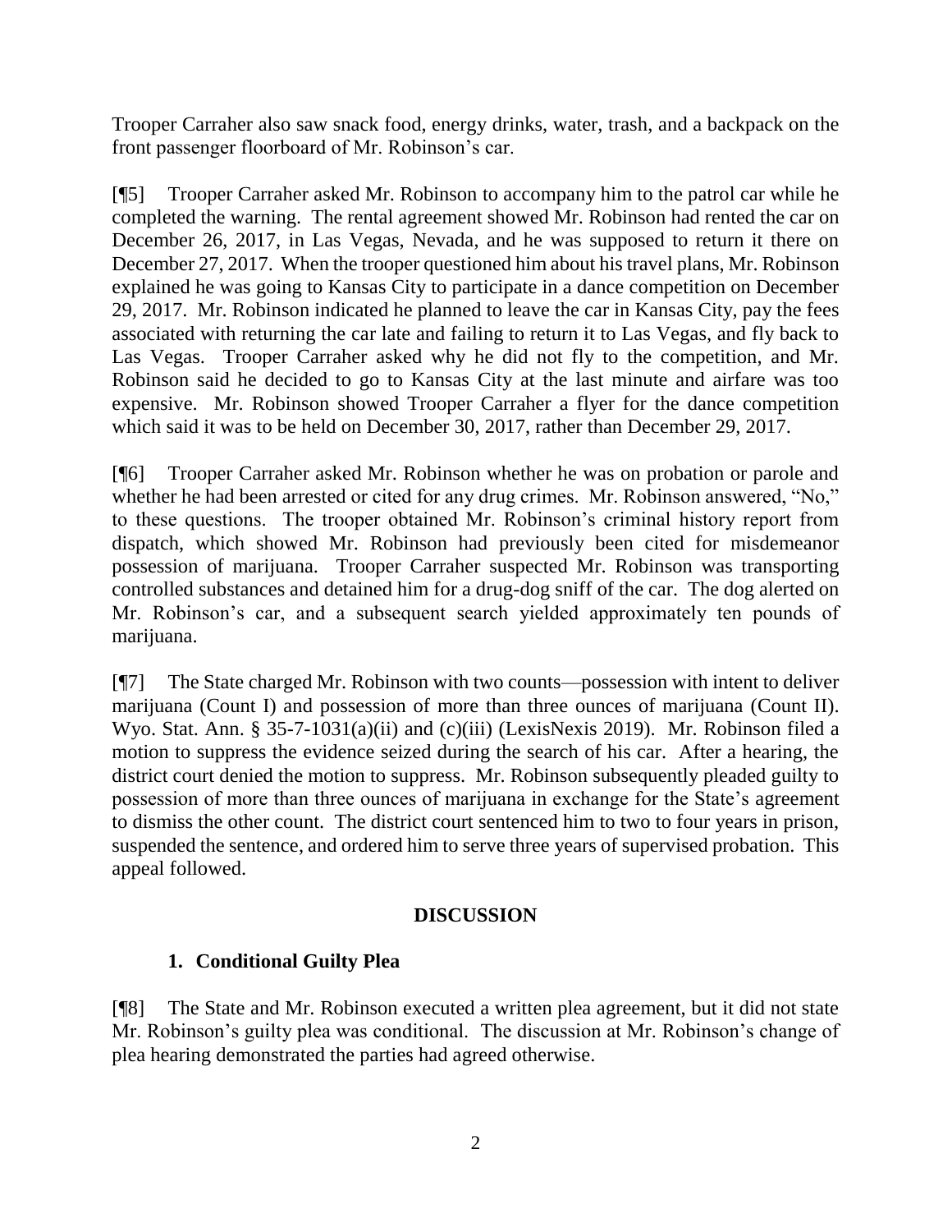Trooper Carraher also saw snack food, energy drinks, water, trash, and a backpack on the front passenger floorboard of Mr. Robinson's car.

[¶5] Trooper Carraher asked Mr. Robinson to accompany him to the patrol car while he completed the warning. The rental agreement showed Mr. Robinson had rented the car on December 26, 2017, in Las Vegas, Nevada, and he was supposed to return it there on December 27, 2017. When the trooper questioned him about his travel plans, Mr. Robinson explained he was going to Kansas City to participate in a dance competition on December 29, 2017. Mr. Robinson indicated he planned to leave the car in Kansas City, pay the fees associated with returning the car late and failing to return it to Las Vegas, and fly back to Las Vegas. Trooper Carraher asked why he did not fly to the competition, and Mr. Robinson said he decided to go to Kansas City at the last minute and airfare was too expensive. Mr. Robinson showed Trooper Carraher a flyer for the dance competition which said it was to be held on December 30, 2017, rather than December 29, 2017.

[¶6] Trooper Carraher asked Mr. Robinson whether he was on probation or parole and whether he had been arrested or cited for any drug crimes. Mr. Robinson answered, "No," to these questions. The trooper obtained Mr. Robinson's criminal history report from dispatch, which showed Mr. Robinson had previously been cited for misdemeanor possession of marijuana. Trooper Carraher suspected Mr. Robinson was transporting controlled substances and detained him for a drug-dog sniff of the car. The dog alerted on Mr. Robinson's car, and a subsequent search yielded approximately ten pounds of marijuana.

[¶7] The State charged Mr. Robinson with two counts—possession with intent to deliver marijuana (Count I) and possession of more than three ounces of marijuana (Count II). Wyo. Stat. Ann. § 35-7-1031(a)(ii) and (c)(iii) (LexisNexis 2019). Mr. Robinson filed a motion to suppress the evidence seized during the search of his car. After a hearing, the district court denied the motion to suppress. Mr. Robinson subsequently pleaded guilty to possession of more than three ounces of marijuana in exchange for the State's agreement to dismiss the other count. The district court sentenced him to two to four years in prison, suspended the sentence, and ordered him to serve three years of supervised probation. This appeal followed.

## DISCUSSION

### 1. Conditional Guilty Plea

[¶8] The State and Mr. Robinson executed a written plea agreement, but it did not state Mr. Robinson's guilty plea was conditional. The discussion at Mr. Robinson's change of plea hearing demonstrated the parties had agreed otherwise.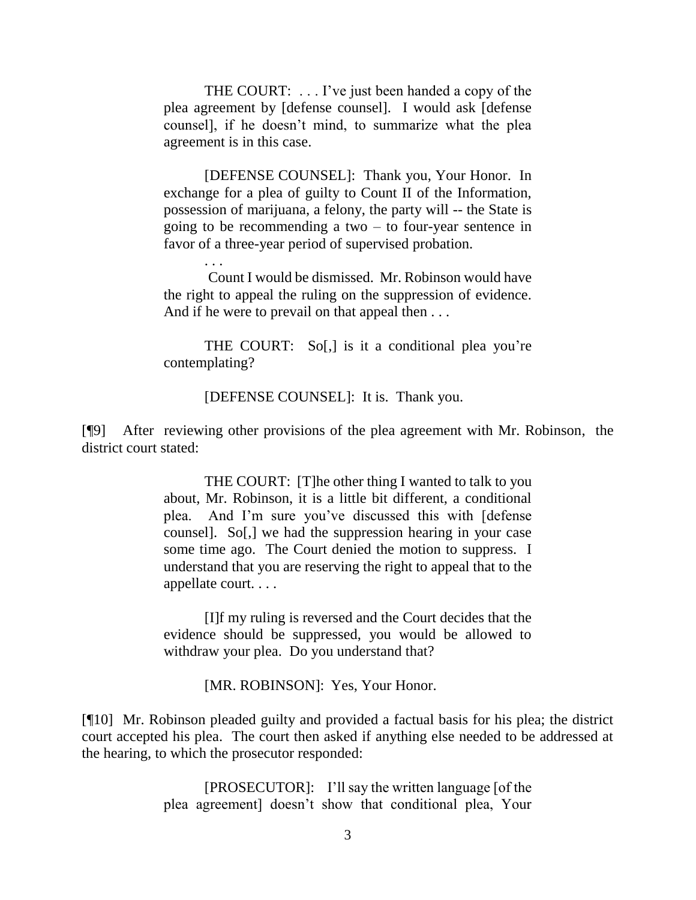> THE COURT: . . . I've just been handed a copy of the plea agreement by [defense counsel]. I would ask [defense counsel], if he doesn't mind, to summarize what the plea agreement is in this case.
>
> [DEFENSE COUNSEL]: Thank you, Your Honor. In exchange for a plea of guilty to Count II of the Information, possession of marijuana, a felony, the party will -- the State is going to be recommending a two – to four-year sentence in favor of a three-year period of supervised probation.
>
> . . .
>
> Count I would be dismissed. Mr. Robinson would have the right to appeal the ruling on the suppression of evidence. And if he were to prevail on that appeal then . . .
>
> THE COURT: So[,] is it a conditional plea you're contemplating?
>
> [DEFENSE COUNSEL]: It is. Thank you.

[¶9] After reviewing other provisions of the plea agreement with Mr. Robinson, the district court stated:

> THE COURT: [T]he other thing I wanted to talk to you about, Mr. Robinson, it is a little bit different, a conditional plea. And I'm sure you've discussed this with [defense counsel]. So[,] we had the suppression hearing in your case some time ago. The Court denied the motion to suppress. I understand that you are reserving the right to appeal that to the appellate court. . . .
>
> [I]f my ruling is reversed and the Court decides that the evidence should be suppressed, you would be allowed to withdraw your plea. Do you understand that?
>
> [MR. ROBINSON]: Yes, Your Honor.

[¶10] Mr. Robinson pleaded guilty and provided a factual basis for his plea; the district court accepted his plea. The court then asked if anything else needed to be addressed at the hearing, to which the prosecutor responded:

> [PROSECUTOR]: I'll say the written language [of the plea agreement] doesn't show that conditional plea, Your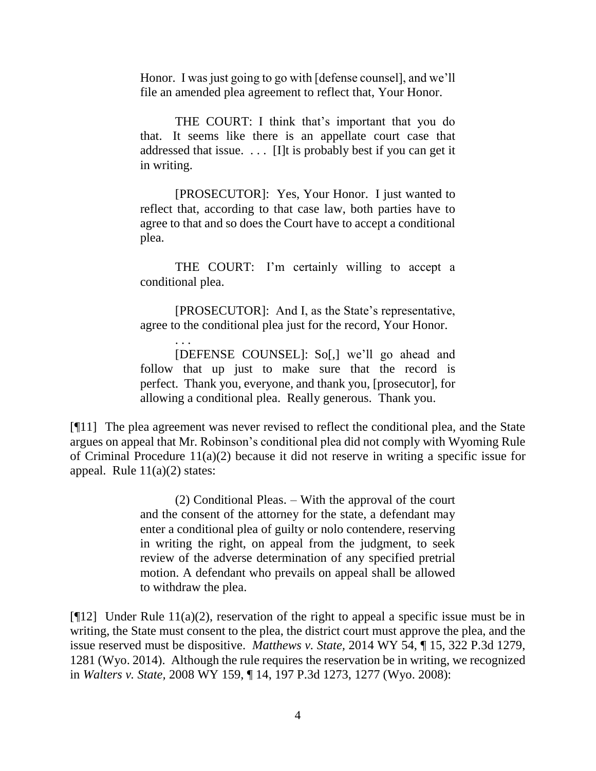> Honor. I was just going to go with [defense counsel], and we'll file an amended plea agreement to reflect that, Your Honor.
>
> THE COURT: I think that's important that you do that. It seems like there is an appellate court case that addressed that issue. . . . [I]t is probably best if you can get it in writing.
>
> [PROSECUTOR]: Yes, Your Honor. I just wanted to reflect that, according to that case law, both parties have to agree to that and so does the Court have to accept a conditional plea.
>
> THE COURT: I'm certainly willing to accept a conditional plea.
>
> [PROSECUTOR]: And I, as the State's representative, agree to the conditional plea just for the record, Your Honor.
>
> . . .
>
> [DEFENSE COUNSEL]: So[,] we'll go ahead and follow that up just to make sure that the record is perfect. Thank you, everyone, and thank you, [prosecutor], for allowing a conditional plea. Really generous. Thank you.

[¶11] The plea agreement was never revised to reflect the conditional plea, and the State argues on appeal that Mr. Robinson's conditional plea did not comply with Wyoming Rule of Criminal Procedure 11(a)(2) because it did not reserve in writing a specific issue for appeal. Rule 11(a)(2) states:

> (2) Conditional Pleas. – With the approval of the court and the consent of the attorney for the state, a defendant may enter a conditional plea of guilty or nolo contendere, reserving in writing the right, on appeal from the judgment, to seek review of the adverse determination of any specified pretrial motion. A defendant who prevails on appeal shall be allowed to withdraw the plea.

[¶12] Under Rule 11(a)(2), reservation of the right to appeal a specific issue must be in writing, the State must consent to the plea, the district court must approve the plea, and the issue reserved must be dispositive. *Matthews v. State*, 2014 WY 54, ¶ 15, 322 P.3d 1279, 1281 (Wyo. 2014). Although the rule requires the reservation be in writing, we recognized in *Walters v. State*, 2008 WY 159, ¶ 14, 197 P.3d 1273, 1277 (Wyo. 2008):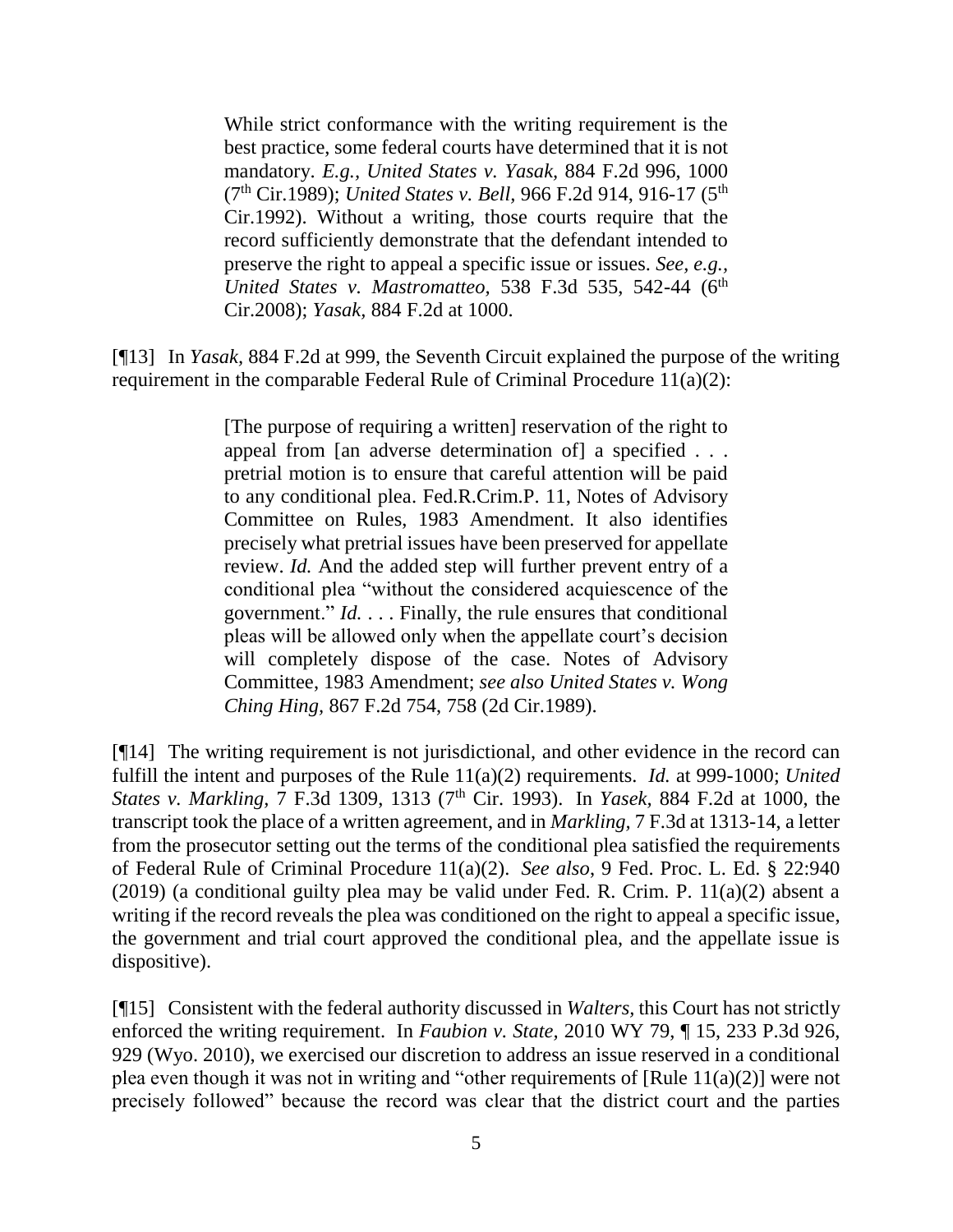> While strict conformance with the writing requirement is the best practice, some federal courts have determined that it is not mandatory. *E.g., United States v. Yasak*, 884 F.2d 996, 1000 (7th Cir.1989); *United States v. Bell*, 966 F.2d 914, 916-17 (5th Cir.1992). Without a writing, those courts require that the record sufficiently demonstrate that the defendant intended to preserve the right to appeal a specific issue or issues. *See, e.g., United States v. Mastromatteo*, 538 F.3d 535, 542-44 (6th Cir.2008); *Yasak*, 884 F.2d at 1000.

[¶13] In *Yasak*, 884 F.2d at 999, the Seventh Circuit explained the purpose of the writing requirement in the comparable Federal Rule of Criminal Procedure 11(a)(2):

> [The purpose of requiring a written] reservation of the right to appeal from [an adverse determination of] a specified . . . pretrial motion is to ensure that careful attention will be paid to any conditional plea. Fed.R.Crim.P. 11, Notes of Advisory Committee on Rules, 1983 Amendment. It also identifies precisely what pretrial issues have been preserved for appellate review. *Id.* And the added step will further prevent entry of a conditional plea "without the considered acquiescence of the government." *Id.* . . . Finally, the rule ensures that conditional pleas will be allowed only when the appellate court's decision will completely dispose of the case. Notes of Advisory Committee, 1983 Amendment; *see also United States v. Wong Ching Hing*, 867 F.2d 754, 758 (2d Cir.1989).

[¶14] The writing requirement is not jurisdictional, and other evidence in the record can fulfill the intent and purposes of the Rule 11(a)(2) requirements. *Id.* at 999-1000; *United States v. Markling*, 7 F.3d 1309, 1313 (7th Cir. 1993). In *Yasek*, 884 F.2d at 1000, the transcript took the place of a written agreement, and in *Markling*, 7 F.3d at 1313-14, a letter from the prosecutor setting out the terms of the conditional plea satisfied the requirements of Federal Rule of Criminal Procedure 11(a)(2). *See also*, 9 Fed. Proc. L. Ed. § 22:940 (2019) (a conditional guilty plea may be valid under Fed. R. Crim. P. 11(a)(2) absent a writing if the record reveals the plea was conditioned on the right to appeal a specific issue, the government and trial court approved the conditional plea, and the appellate issue is dispositive).

[¶15] Consistent with the federal authority discussed in *Walters*, this Court has not strictly enforced the writing requirement. In *Faubion v. State*, 2010 WY 79, ¶ 15, 233 P.3d 926, 929 (Wyo. 2010), we exercised our discretion to address an issue reserved in a conditional plea even though it was not in writing and "other requirements of [Rule 11(a)(2)] were not precisely followed" because the record was clear that the district court and the parties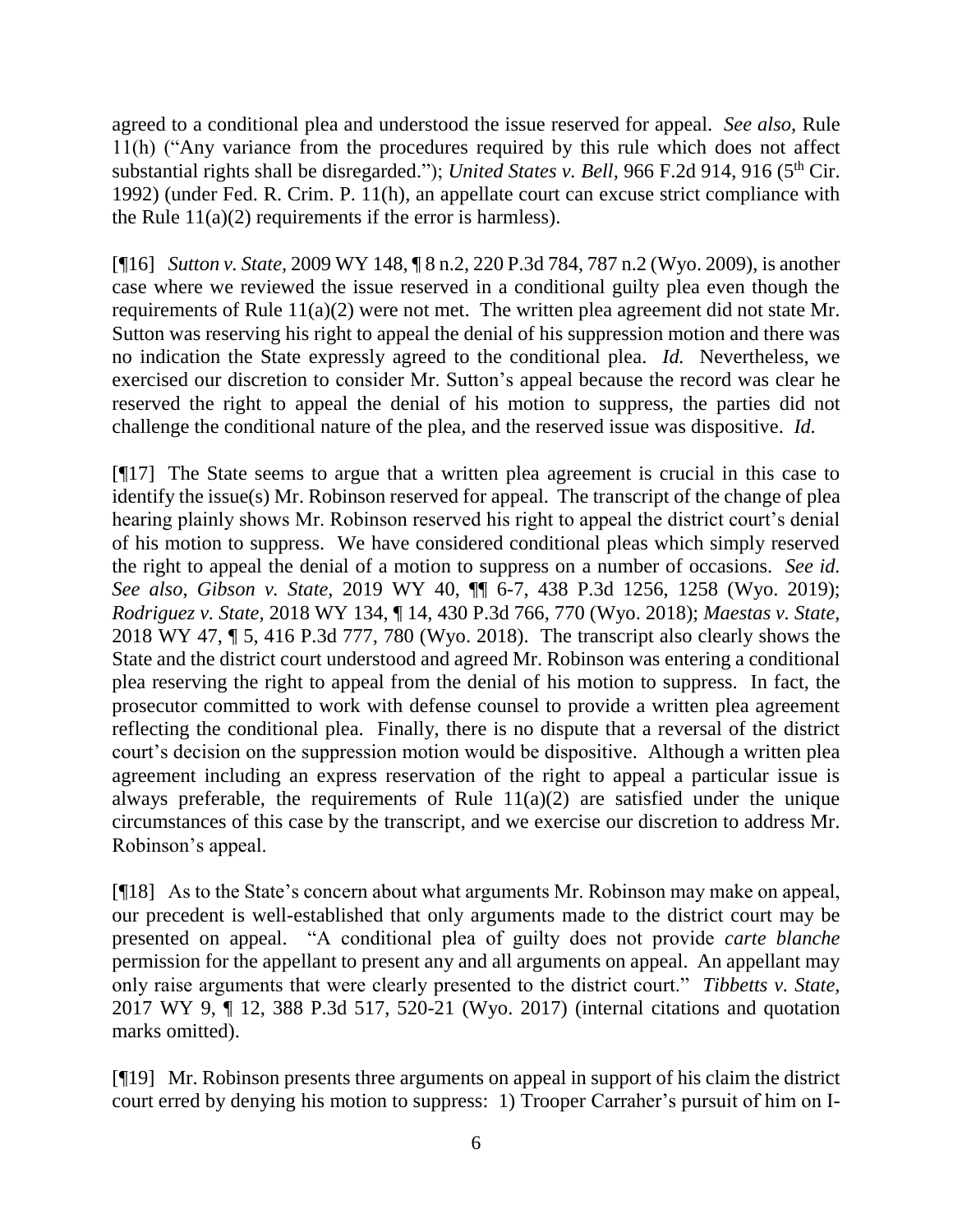agreed to a conditional plea and understood the issue reserved for appeal. *See also*, Rule 11(h) ("Any variance from the procedures required by this rule which does not affect substantial rights shall be disregarded."); *United States v. Bell*, 966 F.2d 914, 916 (5th Cir. 1992) (under Fed. R. Crim. P. 11(h), an appellate court can excuse strict compliance with the Rule 11(a)(2) requirements if the error is harmless).

[¶16] *Sutton v. State*, 2009 WY 148, ¶ 8 n.2, 220 P.3d 784, 787 n.2 (Wyo. 2009), is another case where we reviewed the issue reserved in a conditional guilty plea even though the requirements of Rule 11(a)(2) were not met. The written plea agreement did not state Mr. Sutton was reserving his right to appeal the denial of his suppression motion and there was no indication the State expressly agreed to the conditional plea. *Id.* Nevertheless, we exercised our discretion to consider Mr. Sutton's appeal because the record was clear he reserved the right to appeal the denial of his motion to suppress, the parties did not challenge the conditional nature of the plea, and the reserved issue was dispositive. *Id.*

[¶17] The State seems to argue that a written plea agreement is crucial in this case to identify the issue(s) Mr. Robinson reserved for appeal. The transcript of the change of plea hearing plainly shows Mr. Robinson reserved his right to appeal the district court's denial of his motion to suppress. We have considered conditional pleas which simply reserved the right to appeal the denial of a motion to suppress on a number of occasions. *See id. See also*, *Gibson v. State*, 2019 WY 40, ¶¶ 6-7, 438 P.3d 1256, 1258 (Wyo. 2019); *Rodriguez v. State*, 2018 WY 134, ¶ 14, 430 P.3d 766, 770 (Wyo. 2018); *Maestas v. State*, 2018 WY 47, ¶ 5, 416 P.3d 777, 780 (Wyo. 2018). The transcript also clearly shows the State and the district court understood and agreed Mr. Robinson was entering a conditional plea reserving the right to appeal from the denial of his motion to suppress. In fact, the prosecutor committed to work with defense counsel to provide a written plea agreement reflecting the conditional plea. Finally, there is no dispute that a reversal of the district court's decision on the suppression motion would be dispositive. Although a written plea agreement including an express reservation of the right to appeal a particular issue is always preferable, the requirements of Rule 11(a)(2) are satisfied under the unique circumstances of this case by the transcript, and we exercise our discretion to address Mr. Robinson's appeal.

[¶18] As to the State's concern about what arguments Mr. Robinson may make on appeal, our precedent is well-established that only arguments made to the district court may be presented on appeal. "A conditional plea of guilty does not provide *carte blanche* permission for the appellant to present any and all arguments on appeal. An appellant may only raise arguments that were clearly presented to the district court." *Tibbetts v. State*, 2017 WY 9, ¶ 12, 388 P.3d 517, 520-21 (Wyo. 2017) (internal citations and quotation marks omitted).

[¶19] Mr. Robinson presents three arguments on appeal in support of his claim the district court erred by denying his motion to suppress: 1) Trooper Carraher's pursuit of him on I-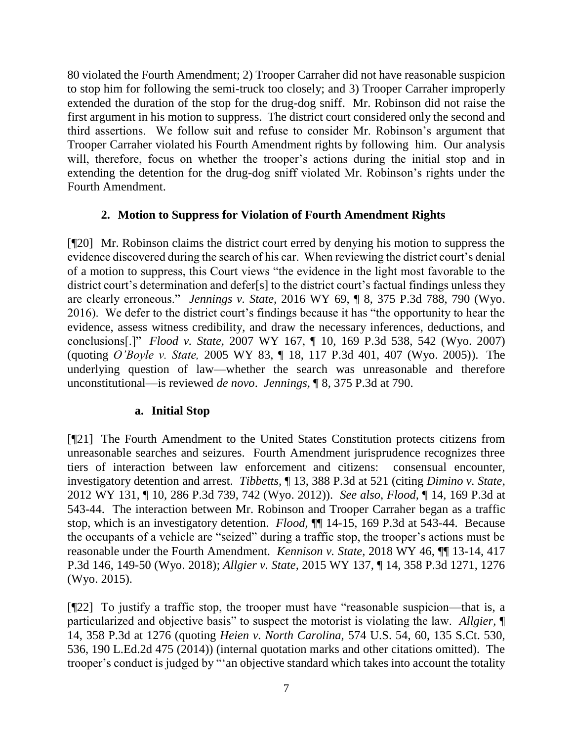80 violated the Fourth Amendment; 2) Trooper Carraher did not have reasonable suspicion to stop him for following the semi-truck too closely; and 3) Trooper Carraher improperly extended the duration of the stop for the drug-dog sniff. Mr. Robinson did not raise the first argument in his motion to suppress. The district court considered only the second and third assertions. We follow suit and refuse to consider Mr. Robinson's argument that Trooper Carraher violated his Fourth Amendment rights by following him. Our analysis will, therefore, focus on whether the trooper's actions during the initial stop and in extending the detention for the drug-dog sniff violated Mr. Robinson's rights under the Fourth Amendment.

### 2. Motion to Suppress for Violation of Fourth Amendment Rights

[¶20] Mr. Robinson claims the district court erred by denying his motion to suppress the evidence discovered during the search of his car. When reviewing the district court's denial of a motion to suppress, this Court views "the evidence in the light most favorable to the district court's determination and defer[s] to the district court's factual findings unless they are clearly erroneous." *Jennings v. State,* 2016 WY 69, ¶ 8, 375 P.3d 788, 790 (Wyo. 2016). We defer to the district court's findings because it has "the opportunity to hear the evidence, assess witness credibility, and draw the necessary inferences, deductions, and conclusions[.]" *Flood v. State*, 2007 WY 167, ¶ 10, 169 P.3d 538, 542 (Wyo. 2007) (quoting *O'Boyle v. State,* 2005 WY 83, ¶ 18, 117 P.3d 401, 407 (Wyo. 2005)). The underlying question of law—whether the search was unreasonable and therefore unconstitutional—is reviewed *de novo*. *Jennings*, ¶ 8, 375 P.3d at 790.

#### a. Initial Stop

[¶21] The Fourth Amendment to the United States Constitution protects citizens from unreasonable searches and seizures. Fourth Amendment jurisprudence recognizes three tiers of interaction between law enforcement and citizens: consensual encounter, investigatory detention and arrest. *Tibbetts,* ¶ 13, 388 P.3d at 521 (citing *Dimino v. State*, 2012 WY 131, ¶ 10, 286 P.3d 739, 742 (Wyo. 2012)). *See also*, *Flood,* ¶ 14, 169 P.3d at 543-44. The interaction between Mr. Robinson and Trooper Carraher began as a traffic stop, which is an investigatory detention. *Flood,* ¶¶ 14-15, 169 P.3d at 543-44. Because the occupants of a vehicle are "seized" during a traffic stop, the trooper's actions must be reasonable under the Fourth Amendment. *Kennison v. State*, 2018 WY 46, ¶¶ 13-14, 417 P.3d 146, 149-50 (Wyo. 2018); *Allgier v. State*, 2015 WY 137, ¶ 14, 358 P.3d 1271, 1276 (Wyo. 2015).

[¶22] To justify a traffic stop, the trooper must have "reasonable suspicion—that is, a particularized and objective basis" to suspect the motorist is violating the law. *Allgier,* ¶ 14, 358 P.3d at 1276 (quoting *Heien v. North Carolina,* 574 U.S. 54, 60, 135 S.Ct. 530, 536, 190 L.Ed.2d 475 (2014)) (internal quotation marks and other citations omitted). The trooper's conduct is judged by "'an objective standard which takes into account the totality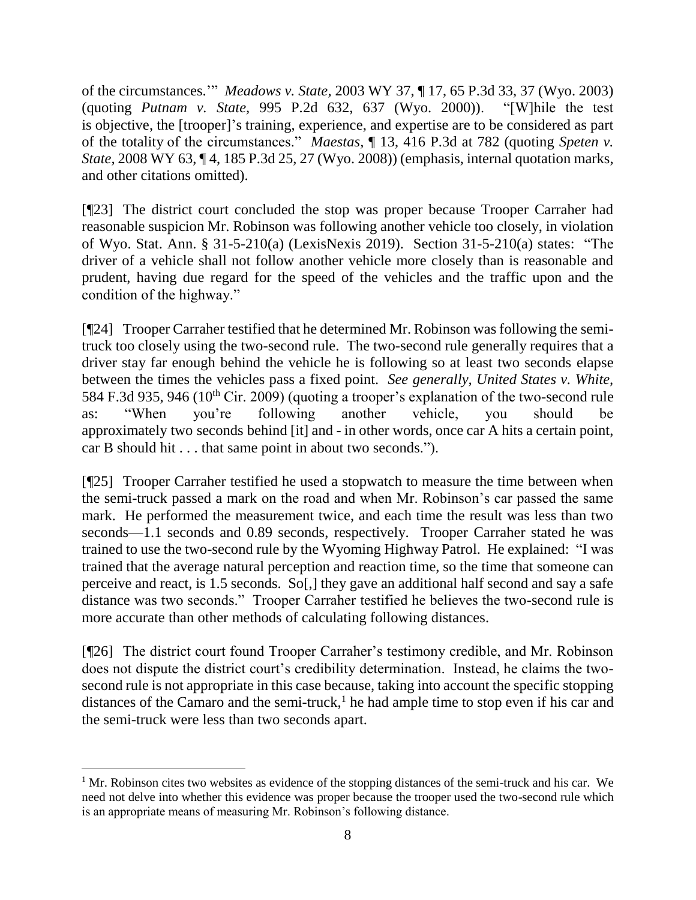of the circumstances.'" *Meadows v. State*, 2003 WY 37, ¶ 17, 65 P.3d 33, 37 (Wyo. 2003) (quoting *Putnam v. State*, 995 P.2d 632, 637 (Wyo. 2000)). "[W]hile the test is objective, the [trooper]'s training, experience, and expertise are to be considered as part of the totality of the circumstances." *Maestas*, ¶ 13, 416 P.3d at 782 (quoting *Speten v. State*, 2008 WY 63, ¶ 4, 185 P.3d 25, 27 (Wyo. 2008)) (emphasis, internal quotation marks, and other citations omitted).

[¶23] The district court concluded the stop was proper because Trooper Carraher had reasonable suspicion Mr. Robinson was following another vehicle too closely, in violation of Wyo. Stat. Ann. § 31-5-210(a) (LexisNexis 2019). Section 31-5-210(a) states: "The driver of a vehicle shall not follow another vehicle more closely than is reasonable and prudent, having due regard for the speed of the vehicles and the traffic upon and the condition of the highway."

[¶24] Trooper Carraher testified that he determined Mr. Robinson was following the semi-truck too closely using the two-second rule. The two-second rule generally requires that a driver stay far enough behind the vehicle he is following so at least two seconds elapse between the times the vehicles pass a fixed point. *See generally*, *United States v. White*, 584 F.3d 935, 946 (10th Cir. 2009) (quoting a trooper's explanation of the two-second rule as: "When you're following another vehicle, you should be approximately two seconds behind [it] and - in other words, once car A hits a certain point, car B should hit . . . that same point in about two seconds.").

[¶25] Trooper Carraher testified he used a stopwatch to measure the time between when the semi-truck passed a mark on the road and when Mr. Robinson's car passed the same mark. He performed the measurement twice, and each time the result was less than two seconds—1.1 seconds and 0.89 seconds, respectively. Trooper Carraher stated he was trained to use the two-second rule by the Wyoming Highway Patrol. He explained: "I was trained that the average natural perception and reaction time, so the time that someone can perceive and react, is 1.5 seconds. So[,] they gave an additional half second and say a safe distance was two seconds." Trooper Carraher testified he believes the two-second rule is more accurate than other methods of calculating following distances.

[¶26] The district court found Trooper Carraher's testimony credible, and Mr. Robinson does not dispute the district court's credibility determination. Instead, he claims the two-second rule is not appropriate in this case because, taking into account the specific stopping distances of the Camaro and the semi-truck,[1] he had ample time to stop even if his car and the semi-truck were less than two seconds apart.

[1] Mr. Robinson cites two websites as evidence of the stopping distances of the semi-truck and his car. We need not delve into whether this evidence was proper because the trooper used the two-second rule which is an appropriate means of measuring Mr. Robinson's following distance.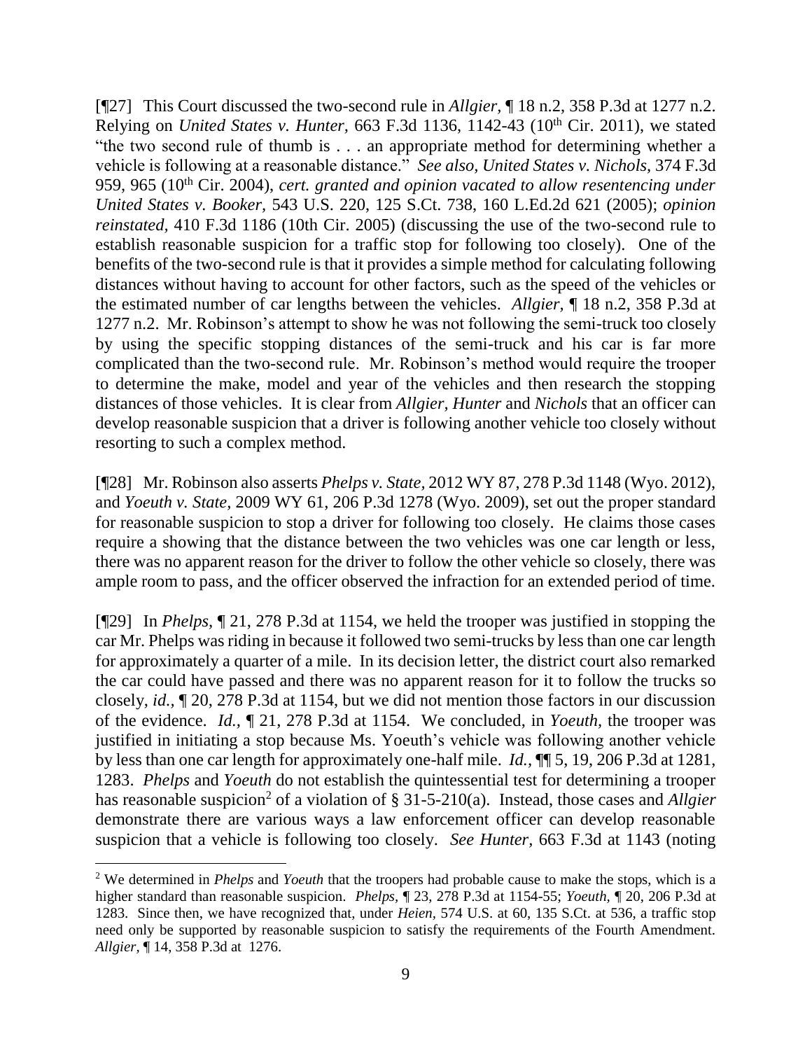[¶27] This Court discussed the two-second rule in *Allgier,* ¶ 18 n.2, 358 P.3d at 1277 n.2. Relying on *United States v. Hunter,* 663 F.3d 1136, 1142-43 (10th Cir. 2011), we stated "the two second rule of thumb is . . . an appropriate method for determining whether a vehicle is following at a reasonable distance." *See also, United States v. Nichols,* 374 F.3d 959, 965 (10th Cir. 2004), *cert. granted and opinion vacated to allow resentencing under United States v. Booker,* 543 U.S. 220, 125 S.Ct. 738, 160 L.Ed.2d 621 (2005); *opinion reinstated,* 410 F.3d 1186 (10th Cir. 2005) (discussing the use of the two-second rule to establish reasonable suspicion for a traffic stop for following too closely). One of the benefits of the two-second rule is that it provides a simple method for calculating following distances without having to account for other factors, such as the speed of the vehicles or the estimated number of car lengths between the vehicles. *Allgier,* ¶ 18 n.2, 358 P.3d at 1277 n.2. Mr. Robinson's attempt to show he was not following the semi-truck too closely by using the specific stopping distances of the semi-truck and his car is far more complicated than the two-second rule. Mr. Robinson's method would require the trooper to determine the make, model and year of the vehicles and then research the stopping distances of those vehicles. It is clear from *Allgier, Hunter* and *Nichols* that an officer can develop reasonable suspicion that a driver is following another vehicle too closely without resorting to such a complex method.

[¶28] Mr. Robinson also asserts *Phelps v. State,* 2012 WY 87, 278 P.3d 1148 (Wyo. 2012), and *Yoeuth v. State,* 2009 WY 61, 206 P.3d 1278 (Wyo. 2009), set out the proper standard for reasonable suspicion to stop a driver for following too closely. He claims those cases require a showing that the distance between the two vehicles was one car length or less, there was no apparent reason for the driver to follow the other vehicle so closely, there was ample room to pass, and the officer observed the infraction for an extended period of time.

[¶29] In *Phelps,* ¶ 21, 278 P.3d at 1154, we held the trooper was justified in stopping the car Mr. Phelps was riding in because it followed two semi-trucks by less than one car length for approximately a quarter of a mile. In its decision letter, the district court also remarked the car could have passed and there was no apparent reason for it to follow the trucks so closely, *id.,* ¶ 20, 278 P.3d at 1154, but we did not mention those factors in our discussion of the evidence. *Id.,* ¶ 21, 278 P.3d at 1154. We concluded, in *Yoeuth,* the trooper was justified in initiating a stop because Ms. Yoeuth's vehicle was following another vehicle by less than one car length for approximately one-half mile. *Id.,* ¶¶ 5, 19, 206 P.3d at 1281, 1283. *Phelps* and *Yoeuth* do not establish the quintessential test for determining a trooper has reasonable suspicion[2] of a violation of § 31-5-210(a). Instead, those cases and *Allgier* demonstrate there are various ways a law enforcement officer can develop reasonable suspicion that a vehicle is following too closely. *See Hunter,* 663 F.3d at 1143 (noting

[2] We determined in *Phelps* and *Yoeuth* that the troopers had probable cause to make the stops, which is a higher standard than reasonable suspicion. *Phelps,* ¶ 23, 278 P.3d at 1154-55; *Yoeuth,* ¶ 20, 206 P.3d at 1283. Since then, we have recognized that, under *Heien,* 574 U.S. at 60, 135 S.Ct. at 536, a traffic stop need only be supported by reasonable suspicion to satisfy the requirements of the Fourth Amendment. *Allgier,* ¶ 14, 358 P.3d at 1276.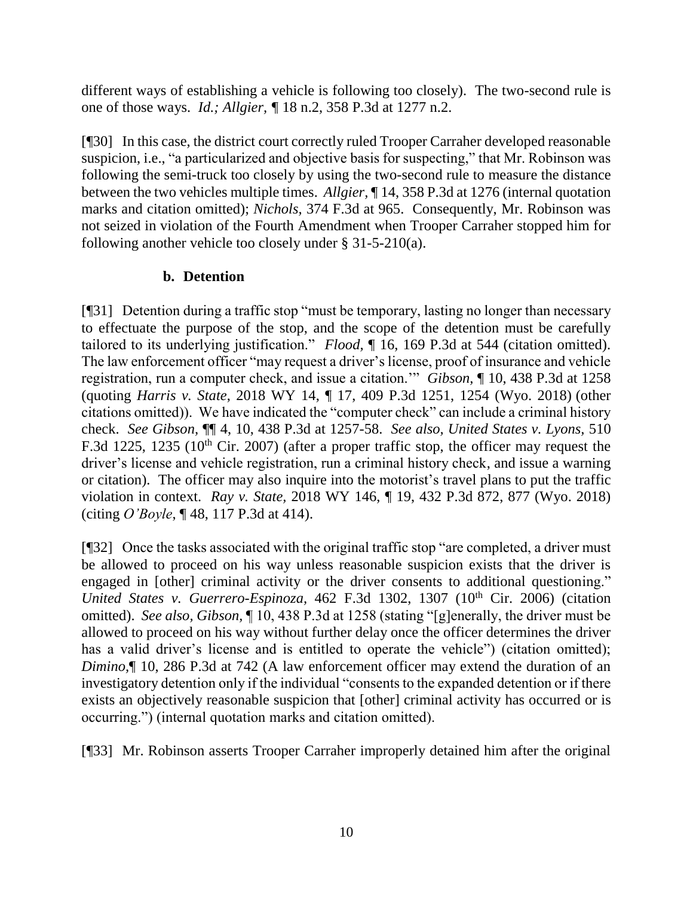different ways of establishing a vehicle is following too closely). The two-second rule is one of those ways. *Id.; Allgier,* ¶ 18 n.2, 358 P.3d at 1277 n.2.

[¶30] In this case, the district court correctly ruled Trooper Carraher developed reasonable suspicion, i.e., "a particularized and objective basis for suspecting," that Mr. Robinson was following the semi-truck too closely by using the two-second rule to measure the distance between the two vehicles multiple times. *Allgier,* ¶ 14, 358 P.3d at 1276 (internal quotation marks and citation omitted); *Nichols,* 374 F.3d at 965. Consequently, Mr. Robinson was not seized in violation of the Fourth Amendment when Trooper Carraher stopped him for following another vehicle too closely under § 31-5-210(a).

### b. Detention

[¶31] Detention during a traffic stop "must be temporary, lasting no longer than necessary to effectuate the purpose of the stop, and the scope of the detention must be carefully tailored to its underlying justification." *Flood,* ¶ 16, 169 P.3d at 544 (citation omitted). The law enforcement officer "may request a driver's license, proof of insurance and vehicle registration, run a computer check, and issue a citation.'" *Gibson,* ¶ 10, 438 P.3d at 1258 (quoting *Harris v. State*, 2018 WY 14, ¶ 17, 409 P.3d 1251, 1254 (Wyo. 2018) (other citations omitted)). We have indicated the "computer check" can include a criminal history check. *See Gibson,* ¶¶ 4, 10, 438 P.3d at 1257-58. *See also, United States v. Lyons,* 510 F.3d 1225, 1235 (10th Cir. 2007) (after a proper traffic stop, the officer may request the driver's license and vehicle registration, run a criminal history check, and issue a warning or citation). The officer may also inquire into the motorist's travel plans to put the traffic violation in context. *Ray v. State,* 2018 WY 146, ¶ 19, 432 P.3d 872, 877 (Wyo. 2018) (citing *O'Boyle*, ¶ 48, 117 P.3d at 414).

[¶32] Once the tasks associated with the original traffic stop "are completed, a driver must be allowed to proceed on his way unless reasonable suspicion exists that the driver is engaged in [other] criminal activity or the driver consents to additional questioning." *United States v. Guerrero-Espinoza,* 462 F.3d 1302, 1307 (10th Cir. 2006) (citation omitted). *See also, Gibson,* ¶ 10, 438 P.3d at 1258 (stating "[g]enerally, the driver must be allowed to proceed on his way without further delay once the officer determines the driver has a valid driver's license and is entitled to operate the vehicle") (citation omitted); *Dimino,*¶ 10, 286 P.3d at 742 (A law enforcement officer may extend the duration of an investigatory detention only if the individual "consents to the expanded detention or if there exists an objectively reasonable suspicion that [other] criminal activity has occurred or is occurring.") (internal quotation marks and citation omitted).

[¶33] Mr. Robinson asserts Trooper Carraher improperly detained him after the original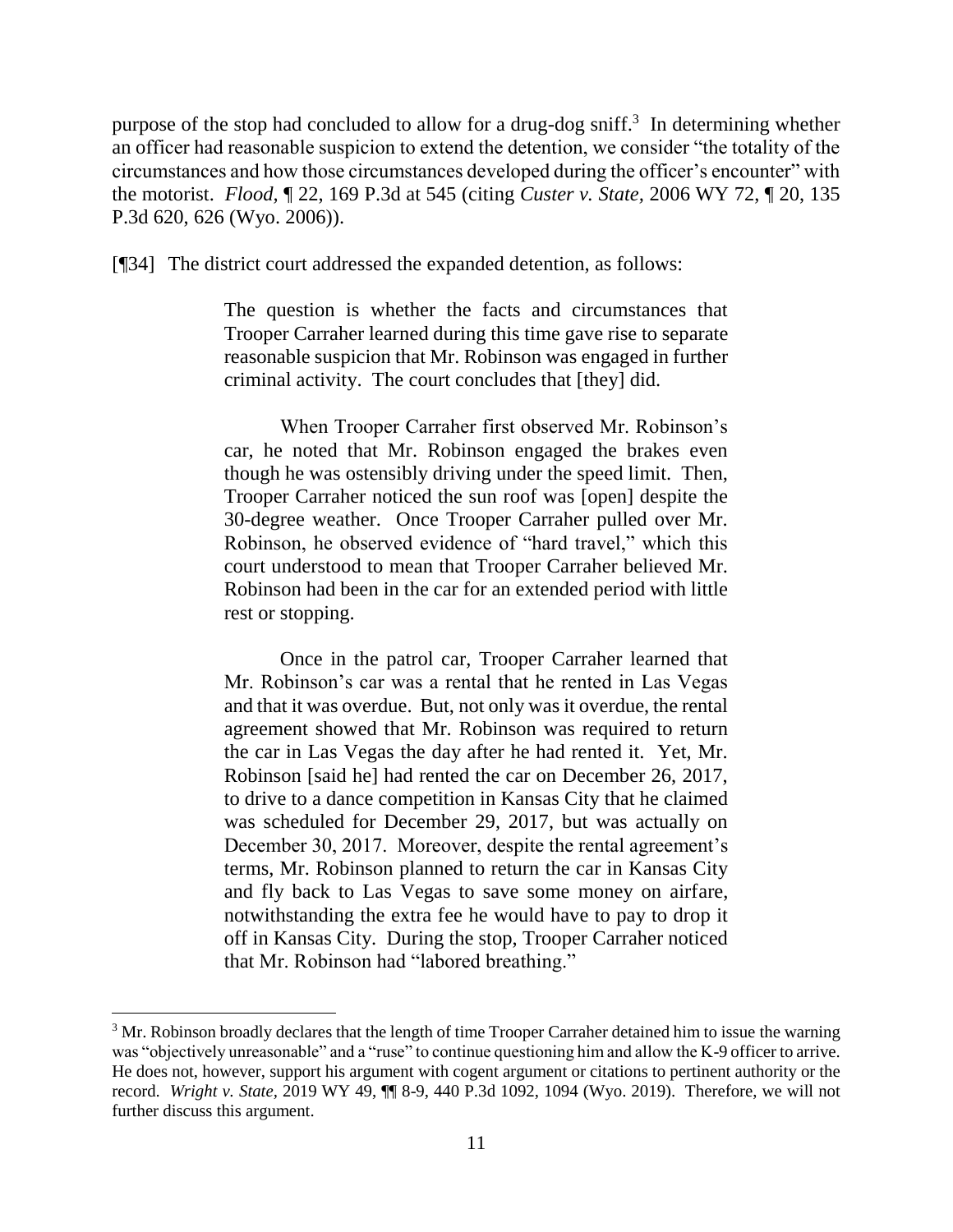purpose of the stop had concluded to allow for a drug-dog sniff.[3] In determining whether an officer had reasonable suspicion to extend the detention, we consider "the totality of the circumstances and how those circumstances developed during the officer's encounter" with the motorist. *Flood*, ¶ 22, 169 P.3d at 545 (citing *Custer v. State*, 2006 WY 72, ¶ 20, 135 P.3d 620, 626 (Wyo. 2006)).

[¶34] The district court addressed the expanded detention, as follows:

> The question is whether the facts and circumstances that Trooper Carraher learned during this time gave rise to separate reasonable suspicion that Mr. Robinson was engaged in further criminal activity. The court concludes that [they] did.
>
> When Trooper Carraher first observed Mr. Robinson's car, he noted that Mr. Robinson engaged the brakes even though he was ostensibly driving under the speed limit. Then, Trooper Carraher noticed the sun roof was [open] despite the 30-degree weather. Once Trooper Carraher pulled over Mr. Robinson, he observed evidence of "hard travel," which this court understood to mean that Trooper Carraher believed Mr. Robinson had been in the car for an extended period with little rest or stopping.
>
> Once in the patrol car, Trooper Carraher learned that Mr. Robinson's car was a rental that he rented in Las Vegas and that it was overdue. But, not only was it overdue, the rental agreement showed that Mr. Robinson was required to return the car in Las Vegas the day after he had rented it. Yet, Mr. Robinson [said he] had rented the car on December 26, 2017, to drive to a dance competition in Kansas City that he claimed was scheduled for December 29, 2017, but was actually on December 30, 2017. Moreover, despite the rental agreement's terms, Mr. Robinson planned to return the car in Kansas City and fly back to Las Vegas to save some money on airfare, notwithstanding the extra fee he would have to pay to drop it off in Kansas City. During the stop, Trooper Carraher noticed that Mr. Robinson had "labored breathing."

[3] Mr. Robinson broadly declares that the length of time Trooper Carraher detained him to issue the warning was "objectively unreasonable" and a "ruse" to continue questioning him and allow the K-9 officer to arrive. He does not, however, support his argument with cogent argument or citations to pertinent authority or the record. *Wright v. State*, 2019 WY 49, ¶¶ 8-9, 440 P.3d 1092, 1094 (Wyo. 2019). Therefore, we will not further discuss this argument.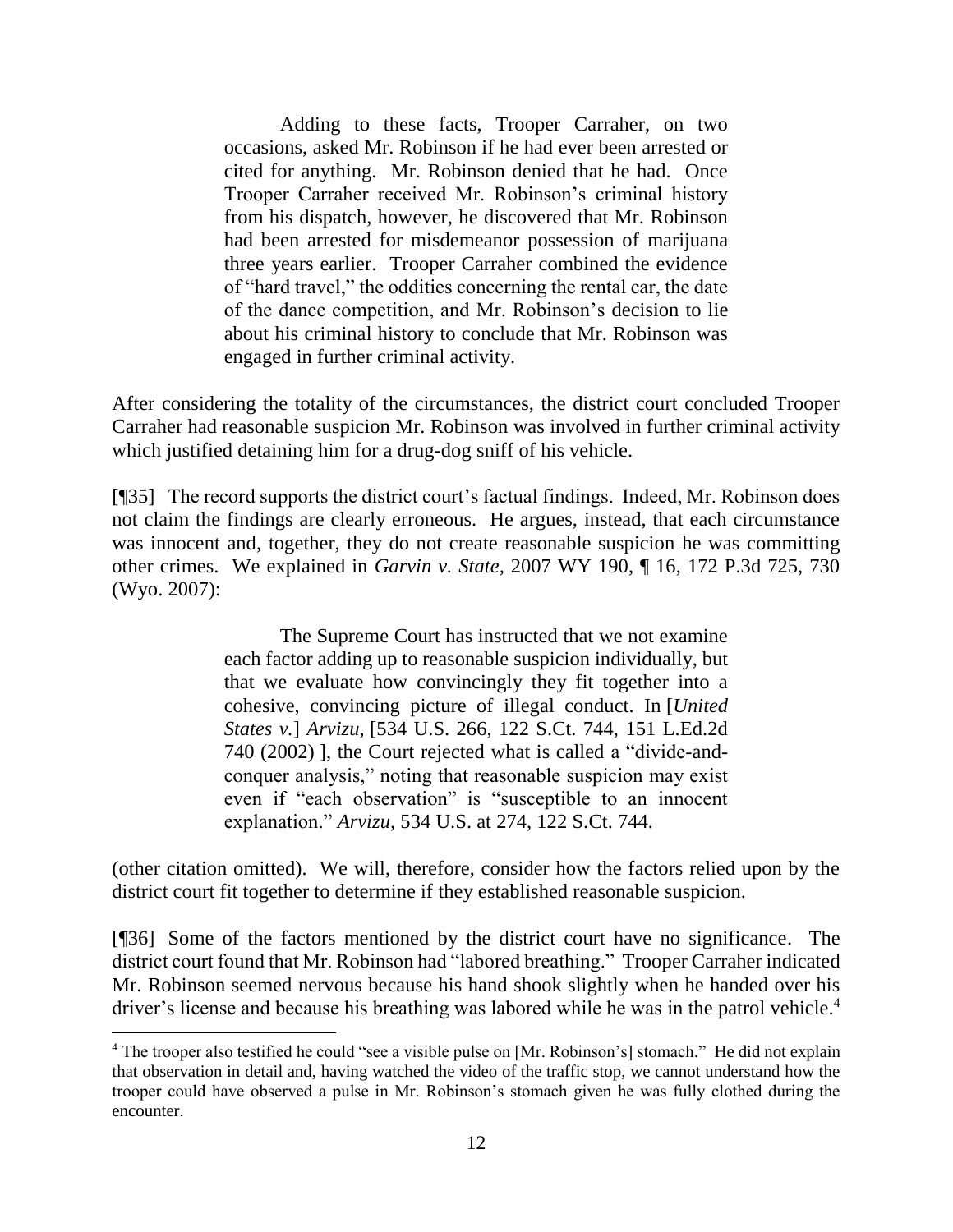> Adding to these facts, Trooper Carraher, on two occasions, asked Mr. Robinson if he had ever been arrested or cited for anything. Mr. Robinson denied that he had. Once Trooper Carraher received Mr. Robinson's criminal history from his dispatch, however, he discovered that Mr. Robinson had been arrested for misdemeanor possession of marijuana three years earlier. Trooper Carraher combined the evidence of "hard travel," the oddities concerning the rental car, the date of the dance competition, and Mr. Robinson's decision to lie about his criminal history to conclude that Mr. Robinson was engaged in further criminal activity.

After considering the totality of the circumstances, the district court concluded Trooper Carraher had reasonable suspicion Mr. Robinson was involved in further criminal activity which justified detaining him for a drug-dog sniff of his vehicle.

[¶35] The record supports the district court's factual findings. Indeed, Mr. Robinson does not claim the findings are clearly erroneous. He argues, instead, that each circumstance was innocent and, together, they do not create reasonable suspicion he was committing other crimes. We explained in *Garvin v. State,* 2007 WY 190, ¶ 16, 172 P.3d 725, 730 (Wyo. 2007):

> The Supreme Court has instructed that we not examine each factor adding up to reasonable suspicion individually, but that we evaluate how convincingly they fit together into a cohesive, convincing picture of illegal conduct. In [*United States v.*] *Arvizu,* [534 U.S. 266, 122 S.Ct. 744, 151 L.Ed.2d 740 (2002) ], the Court rejected what is called a "divide-and-conquer analysis," noting that reasonable suspicion may exist even if "each observation" is "susceptible to an innocent explanation." *Arvizu,* 534 U.S. at 274, 122 S.Ct. 744.

(other citation omitted). We will, therefore, consider how the factors relied upon by the district court fit together to determine if they established reasonable suspicion.

[¶36] Some of the factors mentioned by the district court have no significance. The district court found that Mr. Robinson had "labored breathing." Trooper Carraher indicated Mr. Robinson seemed nervous because his hand shook slightly when he handed over his driver's license and because his breathing was labored while he was in the patrol vehicle.[4]

---

[4] The trooper also testified he could "see a visible pulse on [Mr. Robinson's] stomach." He did not explain that observation in detail and, having watched the video of the traffic stop, we cannot understand how the trooper could have observed a pulse in Mr. Robinson's stomach given he was fully clothed during the encounter.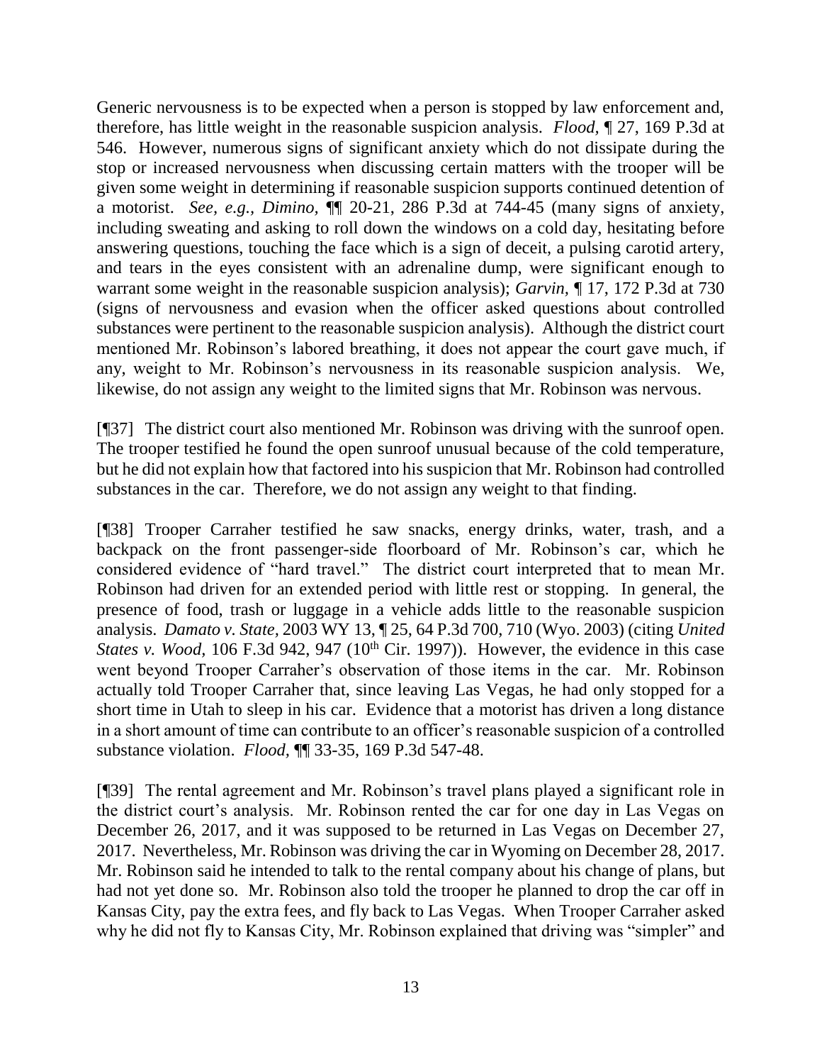Generic nervousness is to be expected when a person is stopped by law enforcement and, therefore, has little weight in the reasonable suspicion analysis. *Flood,* ¶ 27, 169 P.3d at 546. However, numerous signs of significant anxiety which do not dissipate during the stop or increased nervousness when discussing certain matters with the trooper will be given some weight in determining if reasonable suspicion supports continued detention of a motorist. *See, e.g., Dimino,* ¶¶ 20-21, 286 P.3d at 744-45 (many signs of anxiety, including sweating and asking to roll down the windows on a cold day, hesitating before answering questions, touching the face which is a sign of deceit, a pulsing carotid artery, and tears in the eyes consistent with an adrenaline dump, were significant enough to warrant some weight in the reasonable suspicion analysis); *Garvin,* ¶ 17, 172 P.3d at 730 (signs of nervousness and evasion when the officer asked questions about controlled substances were pertinent to the reasonable suspicion analysis). Although the district court mentioned Mr. Robinson's labored breathing, it does not appear the court gave much, if any, weight to Mr. Robinson's nervousness in its reasonable suspicion analysis. We, likewise, do not assign any weight to the limited signs that Mr. Robinson was nervous.

[¶37] The district court also mentioned Mr. Robinson was driving with the sunroof open. The trooper testified he found the open sunroof unusual because of the cold temperature, but he did not explain how that factored into his suspicion that Mr. Robinson had controlled substances in the car. Therefore, we do not assign any weight to that finding.

[¶38] Trooper Carraher testified he saw snacks, energy drinks, water, trash, and a backpack on the front passenger-side floorboard of Mr. Robinson's car, which he considered evidence of "hard travel." The district court interpreted that to mean Mr. Robinson had driven for an extended period with little rest or stopping. In general, the presence of food, trash or luggage in a vehicle adds little to the reasonable suspicion analysis. *Damato v. State,* 2003 WY 13, ¶ 25, 64 P.3d 700, 710 (Wyo. 2003) (citing *United States v. Wood,* 106 F.3d 942, 947 (10th Cir. 1997)). However, the evidence in this case went beyond Trooper Carraher's observation of those items in the car. Mr. Robinson actually told Trooper Carraher that, since leaving Las Vegas, he had only stopped for a short time in Utah to sleep in his car. Evidence that a motorist has driven a long distance in a short amount of time can contribute to an officer's reasonable suspicion of a controlled substance violation. *Flood,* ¶¶ 33-35, 169 P.3d 547-48.

[¶39] The rental agreement and Mr. Robinson's travel plans played a significant role in the district court's analysis. Mr. Robinson rented the car for one day in Las Vegas on December 26, 2017, and it was supposed to be returned in Las Vegas on December 27, 2017. Nevertheless, Mr. Robinson was driving the car in Wyoming on December 28, 2017. Mr. Robinson said he intended to talk to the rental company about his change of plans, but had not yet done so. Mr. Robinson also told the trooper he planned to drop the car off in Kansas City, pay the extra fees, and fly back to Las Vegas. When Trooper Carraher asked why he did not fly to Kansas City, Mr. Robinson explained that driving was "simpler" and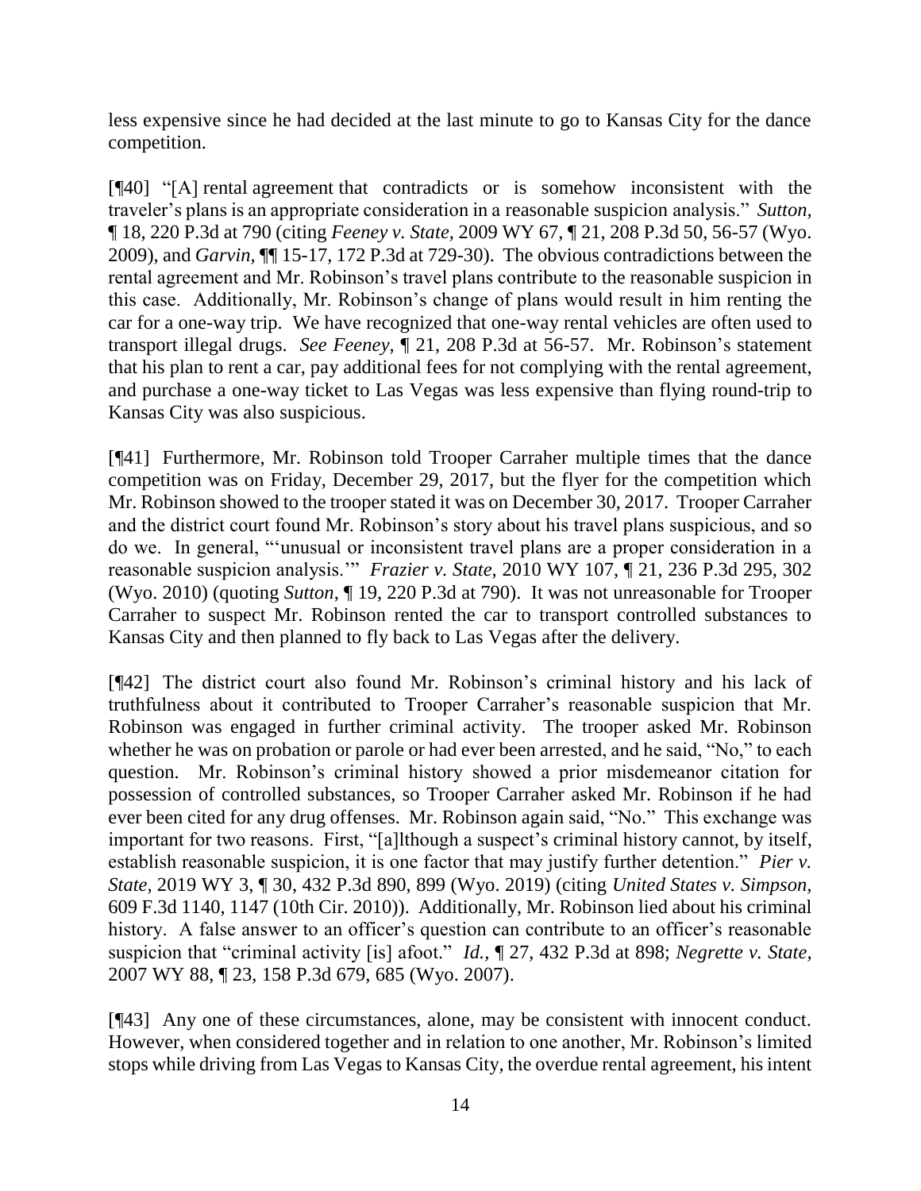less expensive since he had decided at the last minute to go to Kansas City for the dance competition.

[¶40] "[A] rental agreement that contradicts or is somehow inconsistent with the traveler's plans is an appropriate consideration in a reasonable suspicion analysis." *Sutton*, ¶ 18, 220 P.3d at 790 (citing *Feeney v. State*, 2009 WY 67, ¶ 21, 208 P.3d 50, 56-57 (Wyo. 2009), and *Garvin*, ¶¶ 15-17, 172 P.3d at 729-30). The obvious contradictions between the rental agreement and Mr. Robinson's travel plans contribute to the reasonable suspicion in this case. Additionally, Mr. Robinson's change of plans would result in him renting the car for a one-way trip. We have recognized that one-way rental vehicles are often used to transport illegal drugs. *See Feeney*, ¶ 21, 208 P.3d at 56-57. Mr. Robinson's statement that his plan to rent a car, pay additional fees for not complying with the rental agreement, and purchase a one-way ticket to Las Vegas was less expensive than flying round-trip to Kansas City was also suspicious.

[¶41] Furthermore, Mr. Robinson told Trooper Carraher multiple times that the dance competition was on Friday, December 29, 2017, but the flyer for the competition which Mr. Robinson showed to the trooper stated it was on December 30, 2017. Trooper Carraher and the district court found Mr. Robinson's story about his travel plans suspicious, and so do we. In general, "'unusual or inconsistent travel plans are a proper consideration in a reasonable suspicion analysis.'" *Frazier v. State*, 2010 WY 107, ¶ 21, 236 P.3d 295, 302 (Wyo. 2010) (quoting *Sutton*, ¶ 19, 220 P.3d at 790). It was not unreasonable for Trooper Carraher to suspect Mr. Robinson rented the car to transport controlled substances to Kansas City and then planned to fly back to Las Vegas after the delivery.

[¶42] The district court also found Mr. Robinson's criminal history and his lack of truthfulness about it contributed to Trooper Carraher's reasonable suspicion that Mr. Robinson was engaged in further criminal activity. The trooper asked Mr. Robinson whether he was on probation or parole or had ever been arrested, and he said, "No," to each question. Mr. Robinson's criminal history showed a prior misdemeanor citation for possession of controlled substances, so Trooper Carraher asked Mr. Robinson if he had ever been cited for any drug offenses. Mr. Robinson again said, "No." This exchange was important for two reasons. First, "[a]lthough a suspect's criminal history cannot, by itself, establish reasonable suspicion, it is one factor that may justify further detention." *Pier v. State*, 2019 WY 3, ¶ 30, 432 P.3d 890, 899 (Wyo. 2019) (citing *United States v. Simpson*, 609 F.3d 1140, 1147 (10th Cir. 2010)). Additionally, Mr. Robinson lied about his criminal history. A false answer to an officer's question can contribute to an officer's reasonable suspicion that "criminal activity [is] afoot." *Id.*, ¶ 27, 432 P.3d at 898; *Negrette v. State*, 2007 WY 88, ¶ 23, 158 P.3d 679, 685 (Wyo. 2007).

[¶43] Any one of these circumstances, alone, may be consistent with innocent conduct. However, when considered together and in relation to one another, Mr. Robinson's limited stops while driving from Las Vegas to Kansas City, the overdue rental agreement, his intent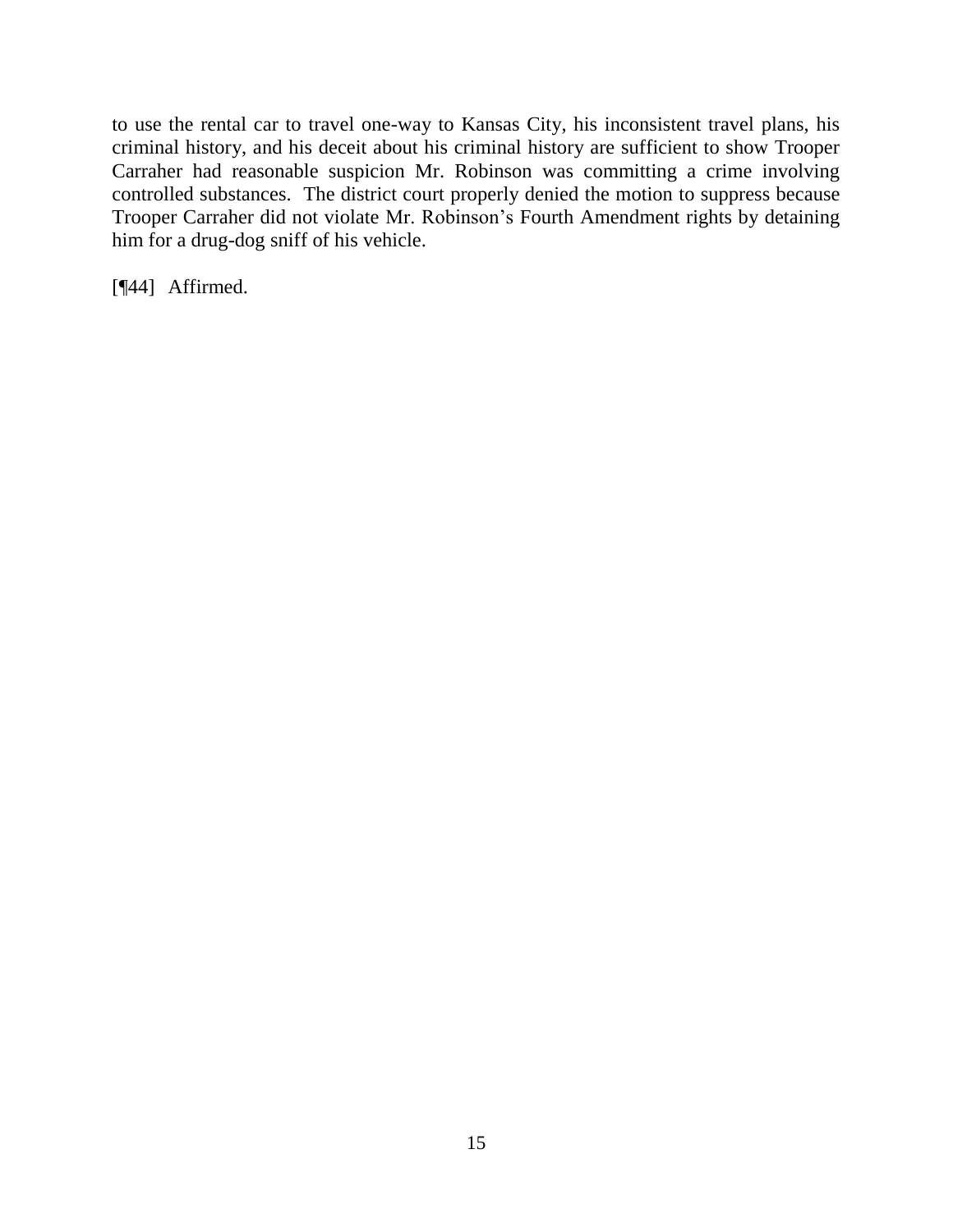to use the rental car to travel one-way to Kansas City, his inconsistent travel plans, his criminal history, and his deceit about his criminal history are sufficient to show Trooper Carraher had reasonable suspicion Mr. Robinson was committing a crime involving controlled substances. The district court properly denied the motion to suppress because Trooper Carraher did not violate Mr. Robinson's Fourth Amendment rights by detaining him for a drug-dog sniff of his vehicle.

[¶44] Affirmed.